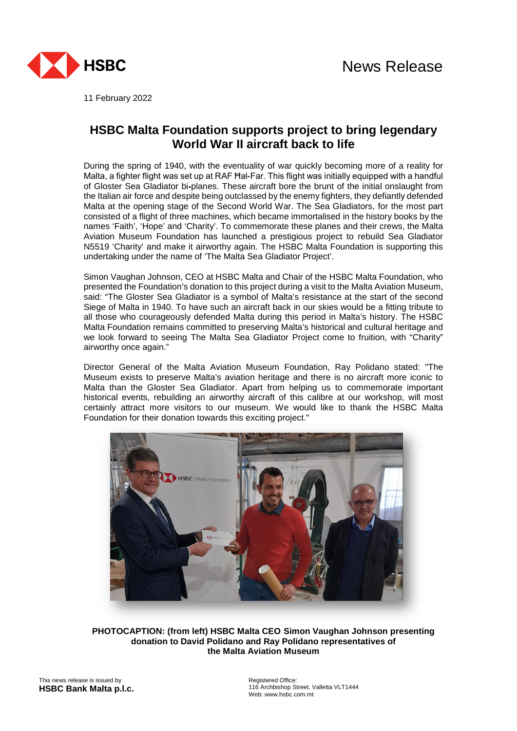News Release

11 February 2022

# HSBC Malta Foundation supports project to bring legendary World War II aircraft back to life

During the spring of 1940, with the eventuality of war quickly becoming more of a reality for Malta, a fighter flight was set up at RAF Ħal-Far. This flight was initially equipped with a handful of Gloster Sea Gladiator bi-planes. These aircraft bore the brunt of the initial onslaught from the Italian air force and despite being outclassed by the enemy fighters, they defiantly defended Malta at the opening stage of the Second World War. The Sea Gladiators, for the most part consisted of a flight of three machines, which became immortalised in the history books by the names 'Faith', 'Hope' and 'Charity'. To commemorate these planes and their crews, the Malta Aviation Museum Foundation has launched a prestigious project to rebuild Sea Gladiator N5519 'Charity' and make it airworthy again. The HSBC Malta Foundation is supporting this undertaking under the name of 'The Malta Sea Gladiator Project'.

Simon Vaughan Johnson, CEO at HSBC Malta and Chair of the HSBC Malta Foundation, who presented the Foundation's donation to this project during a visit to the Malta Aviation Museum, said: "The Gloster Sea Gladiator is a symbol of Malta's resistance at the start of the second Siege of Malta in 1940. To have such an aircraft back in our skies would be a fitting tribute to all those who courageously defended Malta during this period in Malta's history. The HSBC Malta Foundation remains committed to preserving Malta's historical and cultural heritage and we look forward to seeing The Malta Sea Gladiator Project come to fruition, with "Charity" airworthy once again."

Director General of the Malta Aviation Museum Foundation, Ray Polidano stated: "The Museum exists to preserve Malta's aviation heritage and there is no aircraft more iconic to Malta than the Gloster Sea Gladiator. Apart from helping us to commemorate important historical events, rebuilding an airworthy aircraft of this calibre at our workshop, will most certainly attract more visitors to our museum. We would like to thank the HSBC Malta Foundation for their donation towards this exciting project."

**PHOTOCAPTION: (from left) HSBC Malta CEO Simon Vaughan Johnson presenting donation to David Polidano and Ray Polidano representatives of the Malta Aviation Museum**

This news release is issued by
**HSBC Bank Malta p.l.c.**

Registered Office:
116 Archbishop Street, Valletta VLT1444
Web: www.hsbc.com.mt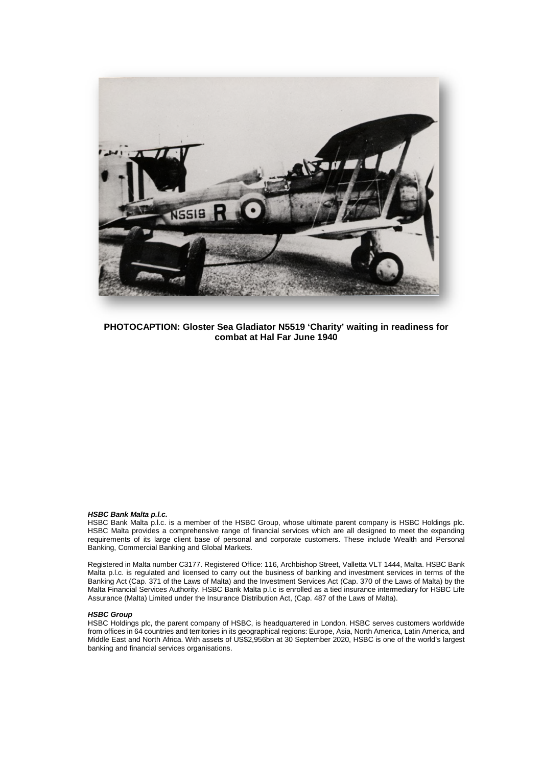**PHOTOCAPTION: Gloster Sea Gladiator N5519 'Charity' waiting in readiness for combat at Hal Far June 1940**

***HSBC Bank Malta p.l.c.***

HSBC Bank Malta p.l.c. is a member of the HSBC Group, whose ultimate parent company is HSBC Holdings plc. HSBC Malta provides a comprehensive range of financial services which are all designed to meet the expanding requirements of its large client base of personal and corporate customers. These include Wealth and Personal Banking, Commercial Banking and Global Markets.

Registered in Malta number C3177. Registered Office: 116, Archbishop Street, Valletta VLT 1444, Malta. HSBC Bank Malta p.l.c. is regulated and licensed to carry out the business of banking and investment services in terms of the Banking Act (Cap. 371 of the Laws of Malta) and the Investment Services Act (Cap. 370 of the Laws of Malta) by the Malta Financial Services Authority. HSBC Bank Malta p.l.c is enrolled as a tied insurance intermediary for HSBC Life Assurance (Malta) Limited under the Insurance Distribution Act, (Cap. 487 of the Laws of Malta).

***HSBC Group***

HSBC Holdings plc, the parent company of HSBC, is headquartered in London. HSBC serves customers worldwide from offices in 64 countries and territories in its geographical regions: Europe, Asia, North America, Latin America, and Middle East and North Africa. With assets of US$2,956bn at 30 September 2020, HSBC is one of the world's largest banking and financial services organisations.